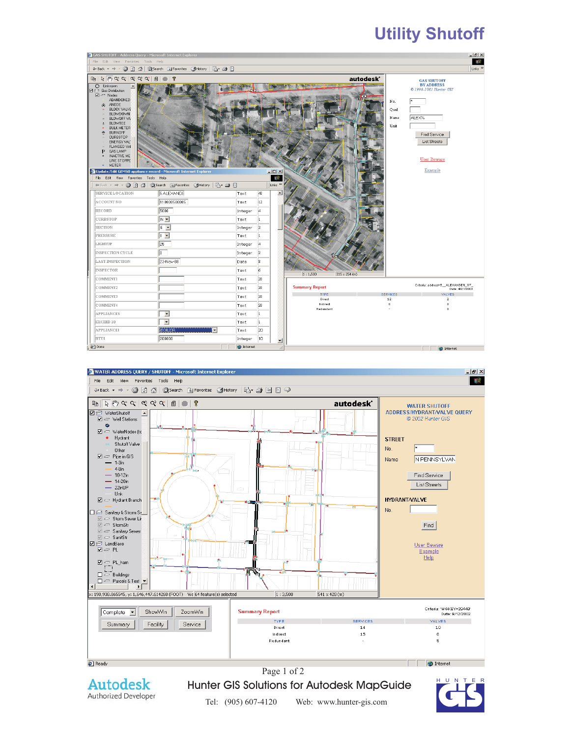# Utility Shutoff

GAS SHUTOFF - Address Query - Microsoft Internet Explorer

GAS SHUTOFF BY ADDRESS
© 1998-2001 Hunter GIS

No. *
Qual
Name ALEX%
Unit

Find Service
List Streets

User Beware
Example

Update/Edit GEMSO appliance record - Microsoft Internet Explorer

| Field | Value | Type | Size |
|---|---|---|---|
| SERVICE LOCATION | 5 ALEXANDE | Text | 40 |
| ACCOUNT NO | 11 0000500005 | Text | 12 |
| RECORD | 5000 | Integer | 4 |
| CURBSTOP | N | Text | 1 |
| SECTION | 6 | Integer | 2 |
| PRESSURE | I | Text | 1 |
| LIGHTUP | 25 | Integer | 4 |
| INSPECTION CYCLE | 0 | Integer | 2 |
| LAST INSPECTION | 23-Nov-88 | Date | 8 |
| INSPECTOR | | Text | 6 |
| COMMENT1 | | Text | 28 |
| COMMENT2 | | Text | 28 |
| COMMENT3 | | Text | 28 |
| COMMENT4 | | Text | 28 |
| APPLIANCES | | Text | 1 |
| EXCEED 10 | | Text | 1 |
| APPLIANCE1 | BOILER | Text | 20 |
| BTU1 | 200000 | Integer | 10 |

Summary Report

Criteria: address=5__ALEXANDER_ST_
Date: 4/21/2002

| TYPE | SERVICES | VALVES |
|---|---|---|
| Direct | 12 | 2 |
| Indirect | 0 | 0 |
| Redundant | - | 0 |

WATER ADDRESS QUERY / SHUTOFF - Microsoft Internet Explorer

WATER SHUTOFF
ADDRESS/HYDRANT/VALVE QUERY
© 2002 Hunter GIS

STREET
No. *
Name N PENNSYLVAN

Find Service
List Streets

HYDRANT/VALVE
No.

Find

User Beware
Example
Help

Complete | ShowWin | ZoomWin
Summary | Facility | Service

Summary Report

Criteria: 'M6KEY=22440'
Date: 9/12/2002

| TYPE | SERVICES | VALVES |
|---|---|---|
| Direct | 14 | 10 |
| Indirect | 15 | 0 |
| Redundant | - | 5 |

Autodesk
Authorized Developer

Hunter GIS Solutions for Autodesk MapGuide

Tel: (905) 607-4120 Web: www.hunter-gis.com

HUNTER GIS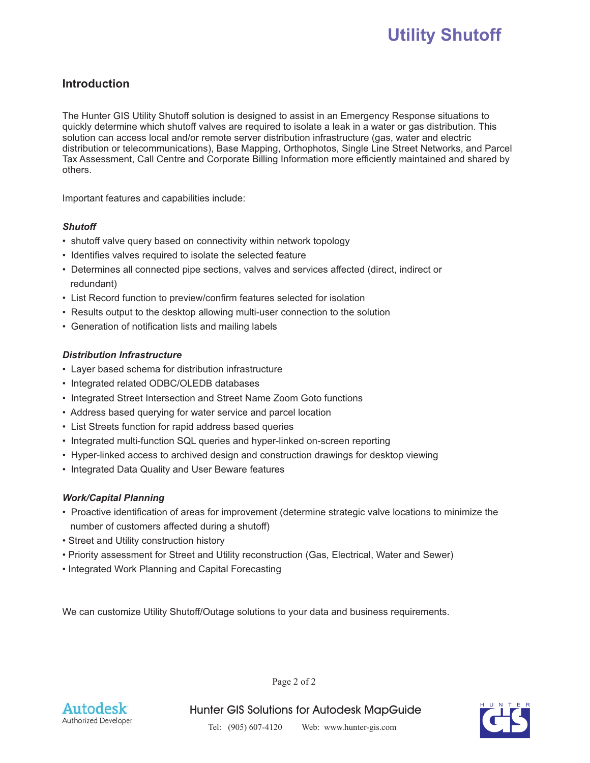# Utility Shutoff

## Introduction

The Hunter GIS Utility Shutoff solution is designed to assist in an Emergency Response situations to quickly determine which shutoff valves are required to isolate a leak in a water or gas distribution. This solution can access local and/or remote server distribution infrastructure (gas, water and electric distribution or telecommunications), Base Mapping, Orthophotos, Single Line Street Networks, and Parcel Tax Assessment, Call Centre and Corporate Billing Information more efficiently maintained and shared by others.

Important features and capabilities include:

***Shutoff***

- shutoff valve query based on connectivity within network topology
- Identifies valves required to isolate the selected feature
- Determines all connected pipe sections, valves and services affected (direct, indirect or redundant)
- List Record function to preview/confirm features selected for isolation
- Results output to the desktop allowing multi-user connection to the solution
- Generation of notification lists and mailing labels

***Distribution Infrastructure***

- Layer based schema for distribution infrastructure
- Integrated related ODBC/OLEDB databases
- Integrated Street Intersection and Street Name Zoom Goto functions
- Address based querying for water service and parcel location
- List Streets function for rapid address based queries
- Integrated multi-function SQL queries and hyper-linked on-screen reporting
- Hyper-linked access to archived design and construction drawings for desktop viewing
- Integrated Data Quality and User Beware features

***Work/Capital Planning***

- Proactive identification of areas for improvement (determine strategic valve locations to minimize the number of customers affected during a shutoff)
- Street and Utility construction history
- Priority assessment for Street and Utility reconstruction (Gas, Electrical, Water and Sewer)
- Integrated Work Planning and Capital Forecasting

We can customize Utility Shutoff/Outage solutions to your data and business requirements.

Autodesk Authorized Developer

Hunter GIS Solutions for Autodesk MapGuide

Tel: (905) 607-4120 Web: www.hunter-gis.com